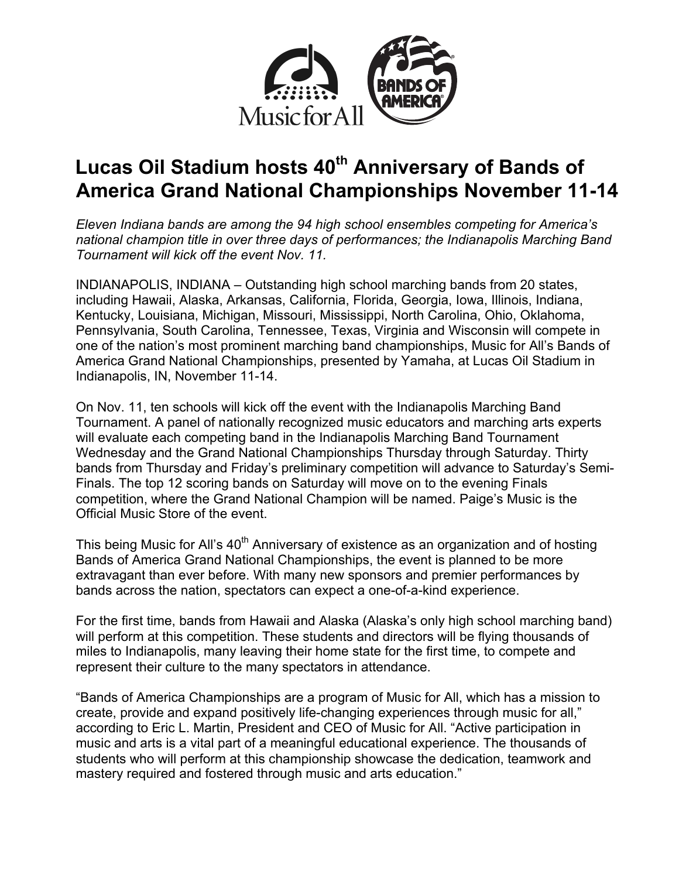# Lucas Oil Stadium hosts 40th Anniversary of Bands of America Grand National Championships November 11-14

*Eleven Indiana bands are among the 94 high school ensembles competing for America's national champion title in over three days of performances; the Indianapolis Marching Band Tournament will kick off the event Nov. 11.*

INDIANAPOLIS, INDIANA – Outstanding high school marching bands from 20 states, including Hawaii, Alaska, Arkansas, California, Florida, Georgia, Iowa, Illinois, Indiana, Kentucky, Louisiana, Michigan, Missouri, Mississippi, North Carolina, Ohio, Oklahoma, Pennsylvania, South Carolina, Tennessee, Texas, Virginia and Wisconsin will compete in one of the nation's most prominent marching band championships, Music for All's Bands of America Grand National Championships, presented by Yamaha, at Lucas Oil Stadium in Indianapolis, IN, November 11-14.

On Nov. 11, ten schools will kick off the event with the Indianapolis Marching Band Tournament. A panel of nationally recognized music educators and marching arts experts will evaluate each competing band in the Indianapolis Marching Band Tournament Wednesday and the Grand National Championships Thursday through Saturday. Thirty bands from Thursday and Friday's preliminary competition will advance to Saturday's Semi-Finals. The top 12 scoring bands on Saturday will move on to the evening Finals competition, where the Grand National Champion will be named. Paige's Music is the Official Music Store of the event.

This being Music for All's 40th Anniversary of existence as an organization and of hosting Bands of America Grand National Championships, the event is planned to be more extravagant than ever before. With many new sponsors and premier performances by bands across the nation, spectators can expect a one-of-a-kind experience.

For the first time, bands from Hawaii and Alaska (Alaska's only high school marching band) will perform at this competition. These students and directors will be flying thousands of miles to Indianapolis, many leaving their home state for the first time, to compete and represent their culture to the many spectators in attendance.

"Bands of America Championships are a program of Music for All, which has a mission to create, provide and expand positively life-changing experiences through music for all," according to Eric L. Martin, President and CEO of Music for All. "Active participation in music and arts is a vital part of a meaningful educational experience. The thousands of students who will perform at this championship showcase the dedication, teamwork and mastery required and fostered through music and arts education."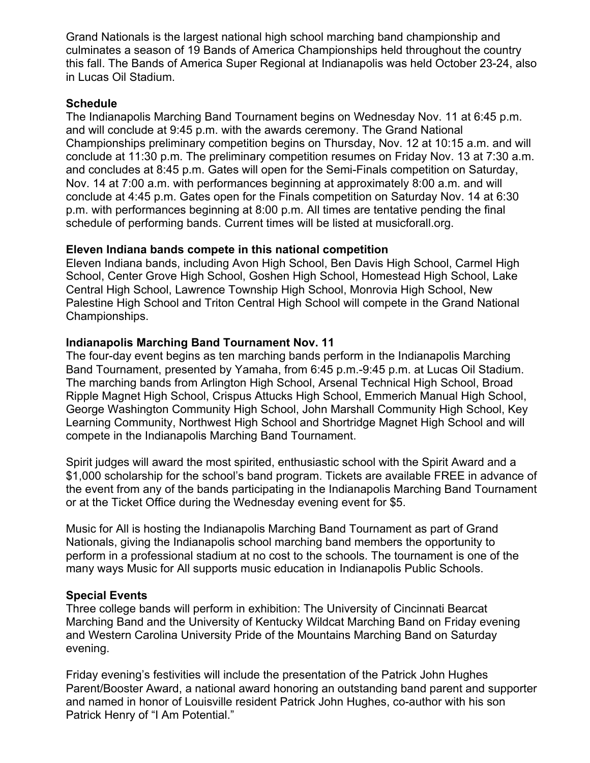Grand Nationals is the largest national high school marching band championship and culminates a season of 19 Bands of America Championships held throughout the country this fall. The Bands of America Super Regional at Indianapolis was held October 23-24, also in Lucas Oil Stadium.

**Schedule**

The Indianapolis Marching Band Tournament begins on Wednesday Nov. 11 at 6:45 p.m. and will conclude at 9:45 p.m. with the awards ceremony. The Grand National Championships preliminary competition begins on Thursday, Nov. 12 at 10:15 a.m. and will conclude at 11:30 p.m. The preliminary competition resumes on Friday Nov. 13 at 7:30 a.m. and concludes at 8:45 p.m. Gates will open for the Semi-Finals competition on Saturday, Nov. 14 at 7:00 a.m. with performances beginning at approximately 8:00 a.m. and will conclude at 4:45 p.m. Gates open for the Finals competition on Saturday Nov. 14 at 6:30 p.m. with performances beginning at 8:00 p.m. All times are tentative pending the final schedule of performing bands. Current times will be listed at musicforall.org.

**Eleven Indiana bands compete in this national competition**

Eleven Indiana bands, including Avon High School, Ben Davis High School, Carmel High School, Center Grove High School, Goshen High School, Homestead High School, Lake Central High School, Lawrence Township High School, Monrovia High School, New Palestine High School and Triton Central High School will compete in the Grand National Championships.

**Indianapolis Marching Band Tournament Nov. 11**

The four-day event begins as ten marching bands perform in the Indianapolis Marching Band Tournament, presented by Yamaha, from 6:45 p.m.-9:45 p.m. at Lucas Oil Stadium. The marching bands from Arlington High School, Arsenal Technical High School, Broad Ripple Magnet High School, Crispus Attucks High School, Emmerich Manual High School, George Washington Community High School, John Marshall Community High School, Key Learning Community, Northwest High School and Shortridge Magnet High School and will compete in the Indianapolis Marching Band Tournament.

Spirit judges will award the most spirited, enthusiastic school with the Spirit Award and a $1,000 scholarship for the school's band program. Tickets are available FREE in advance of the event from any of the bands participating in the Indianapolis Marching Band Tournament or at the Ticket Office during the Wednesday evening event for $5.

Music for All is hosting the Indianapolis Marching Band Tournament as part of Grand Nationals, giving the Indianapolis school marching band members the opportunity to perform in a professional stadium at no cost to the schools. The tournament is one of the many ways Music for All supports music education in Indianapolis Public Schools.

**Special Events**

Three college bands will perform in exhibition: The University of Cincinnati Bearcat Marching Band and the University of Kentucky Wildcat Marching Band on Friday evening and Western Carolina University Pride of the Mountains Marching Band on Saturday evening.

Friday evening's festivities will include the presentation of the Patrick John Hughes Parent/Booster Award, a national award honoring an outstanding band parent and supporter and named in honor of Louisville resident Patrick John Hughes, co-author with his son Patrick Henry of "I Am Potential."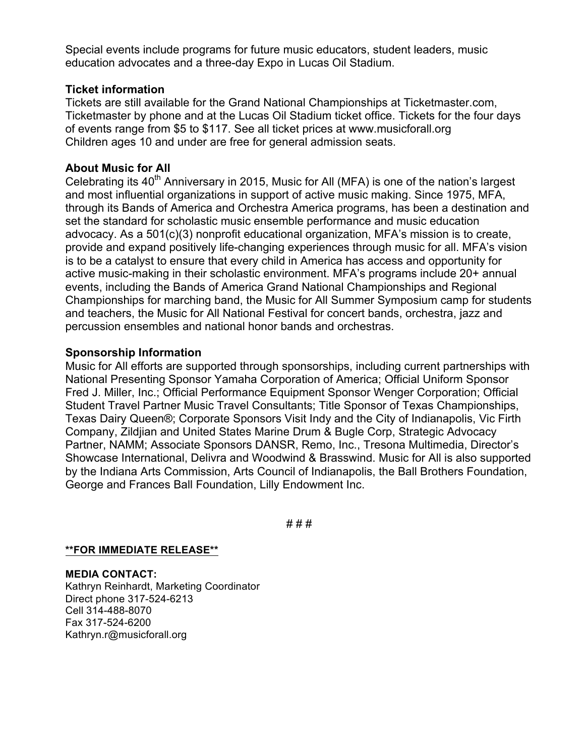Special events include programs for future music educators, student leaders, music education advocates and a three-day Expo in Lucas Oil Stadium.

**Ticket information**

Tickets are still available for the Grand National Championships at Ticketmaster.com, Ticketmaster by phone and at the Lucas Oil Stadium ticket office. Tickets for the four days of events range from $5 to $117. See all ticket prices at www.musicforall.org
Children ages 10 and under are free for general admission seats.

**About Music for All**

Celebrating its 40th Anniversary in 2015, Music for All (MFA) is one of the nation's largest and most influential organizations in support of active music making. Since 1975, MFA, through its Bands of America and Orchestra America programs, has been a destination and set the standard for scholastic music ensemble performance and music education advocacy. As a 501(c)(3) nonprofit educational organization, MFA's mission is to create, provide and expand positively life-changing experiences through music for all. MFA's vision is to be a catalyst to ensure that every child in America has access and opportunity for active music-making in their scholastic environment. MFA's programs include 20+ annual events, including the Bands of America Grand National Championships and Regional Championships for marching band, the Music for All Summer Symposium camp for students and teachers, the Music for All National Festival for concert bands, orchestra, jazz and percussion ensembles and national honor bands and orchestras.

**Sponsorship Information**

Music for All efforts are supported through sponsorships, including current partnerships with National Presenting Sponsor Yamaha Corporation of America; Official Uniform Sponsor Fred J. Miller, Inc.; Official Performance Equipment Sponsor Wenger Corporation; Official Student Travel Partner Music Travel Consultants; Title Sponsor of Texas Championships, Texas Dairy Queen®; Corporate Sponsors Visit Indy and the City of Indianapolis, Vic Firth Company, Zildjian and United States Marine Drum & Bugle Corp, Strategic Advocacy Partner, NAMM; Associate Sponsors DANSR, Remo, Inc., Tresona Multimedia, Director's Showcase International, Delivra and Woodwind & Brasswind. Music for All is also supported by the Indiana Arts Commission, Arts Council of Indianapolis, the Ball Brothers Foundation, George and Frances Ball Foundation, Lilly Endowment Inc.

# # #

**<u>**FOR IMMEDIATE RELEASE**</u>**

**MEDIA CONTACT:**
Kathryn Reinhardt, Marketing Coordinator
Direct phone 317-524-6213
Cell 314-488-8070
Fax 317-524-6200
Kathryn.r@musicforall.org